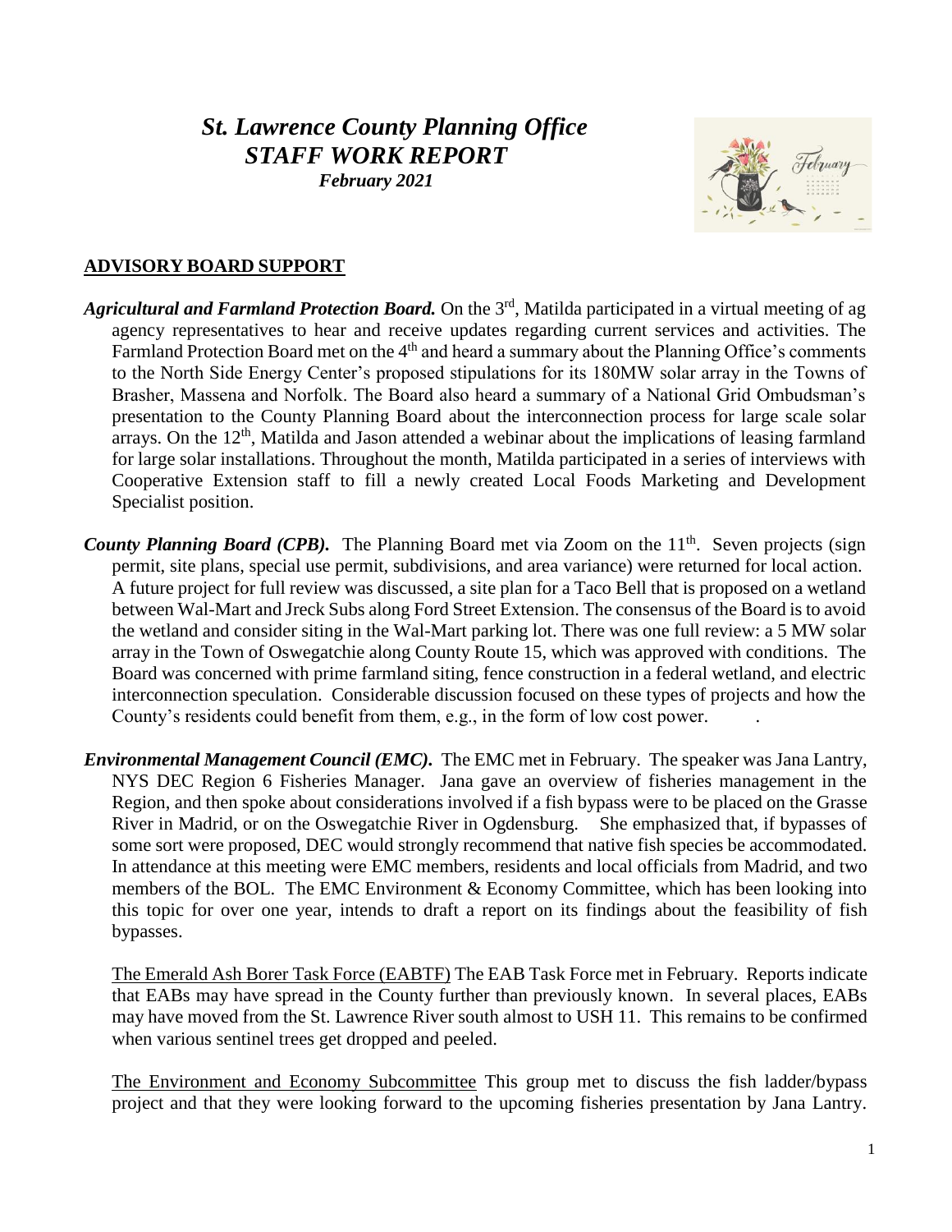# *St. Lawrence County Planning Office*
## *STAFF WORK REPORT*
### *February 2021*

## **ADVISORY BOARD SUPPORT**

***Agricultural and Farmland Protection Board.*** On the 3rd, Matilda participated in a virtual meeting of ag agency representatives to hear and receive updates regarding current services and activities. The Farmland Protection Board met on the 4th and heard a summary about the Planning Office's comments to the North Side Energy Center's proposed stipulations for its 180MW solar array in the Towns of Brasher, Massena and Norfolk. The Board also heard a summary of a National Grid Ombudsman's presentation to the County Planning Board about the interconnection process for large scale solar arrays. On the 12th, Matilda and Jason attended a webinar about the implications of leasing farmland for large solar installations. Throughout the month, Matilda participated in a series of interviews with Cooperative Extension staff to fill a newly created Local Foods Marketing and Development Specialist position.

***County Planning Board (CPB).*** The Planning Board met via Zoom on the 11th. Seven projects (sign permit, site plans, special use permit, subdivisions, and area variance) were returned for local action. A future project for full review was discussed, a site plan for a Taco Bell that is proposed on a wetland between Wal-Mart and Jreck Subs along Ford Street Extension. The consensus of the Board is to avoid the wetland and consider siting in the Wal-Mart parking lot. There was one full review: a 5 MW solar array in the Town of Oswegatchie along County Route 15, which was approved with conditions. The Board was concerned with prime farmland siting, fence construction in a federal wetland, and electric interconnection speculation. Considerable discussion focused on these types of projects and how the County's residents could benefit from them, e.g., in the form of low cost power.

***Environmental Management Council (EMC).*** The EMC met in February. The speaker was Jana Lantry, NYS DEC Region 6 Fisheries Manager. Jana gave an overview of fisheries management in the Region, and then spoke about considerations involved if a fish bypass were to be placed on the Grasse River in Madrid, or on the Oswegatchie River in Ogdensburg. She emphasized that, if bypasses of some sort were proposed, DEC would strongly recommend that native fish species be accommodated. In attendance at this meeting were EMC members, residents and local officials from Madrid, and two members of the BOL. The EMC Environment & Economy Committee, which has been looking into this topic for over one year, intends to draft a report on its findings about the feasibility of fish bypasses.

The Emerald Ash Borer Task Force (EABTF) The EAB Task Force met in February. Reports indicate that EABs may have spread in the County further than previously known. In several places, EABs may have moved from the St. Lawrence River south almost to USH 11. This remains to be confirmed when various sentinel trees get dropped and peeled.

The Environment and Economy Subcommittee This group met to discuss the fish ladder/bypass project and that they were looking forward to the upcoming fisheries presentation by Jana Lantry.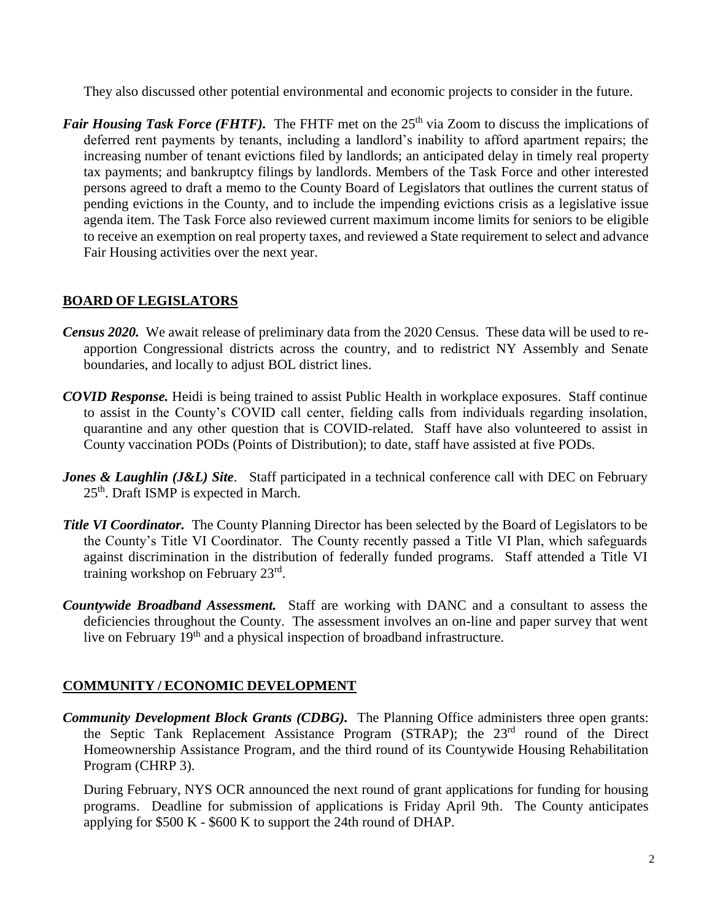They also discussed other potential environmental and economic projects to consider in the future.

***Fair Housing Task Force (FHTF).*** The FHTF met on the 25th via Zoom to discuss the implications of deferred rent payments by tenants, including a landlord's inability to afford apartment repairs; the increasing number of tenant evictions filed by landlords; an anticipated delay in timely real property tax payments; and bankruptcy filings by landlords. Members of the Task Force and other interested persons agreed to draft a memo to the County Board of Legislators that outlines the current status of pending evictions in the County, and to include the impending evictions crisis as a legislative issue agenda item. The Task Force also reviewed current maximum income limits for seniors to be eligible to receive an exemption on real property taxes, and reviewed a State requirement to select and advance Fair Housing activities over the next year.

## BOARD OF LEGISLATORS

***Census 2020.*** We await release of preliminary data from the 2020 Census. These data will be used to re-apportion Congressional districts across the country, and to redistrict NY Assembly and Senate boundaries, and locally to adjust BOL district lines.

***COVID Response.*** Heidi is being trained to assist Public Health in workplace exposures. Staff continue to assist in the County's COVID call center, fielding calls from individuals regarding insolation, quarantine and any other question that is COVID-related. Staff have also volunteered to assist in County vaccination PODs (Points of Distribution); to date, staff have assisted at five PODs.

***Jones & Laughlin (J&L) Site***. Staff participated in a technical conference call with DEC on February 25th. Draft ISMP is expected in March.

***Title VI Coordinator.*** The County Planning Director has been selected by the Board of Legislators to be the County's Title VI Coordinator. The County recently passed a Title VI Plan, which safeguards against discrimination in the distribution of federally funded programs. Staff attended a Title VI training workshop on February 23rd.

***Countywide Broadband Assessment.*** Staff are working with DANC and a consultant to assess the deficiencies throughout the County. The assessment involves an on-line and paper survey that went live on February 19th and a physical inspection of broadband infrastructure.

## COMMUNITY / ECONOMIC DEVELOPMENT

***Community Development Block Grants (CDBG).*** The Planning Office administers three open grants: the Septic Tank Replacement Assistance Program (STRAP); the 23rd round of the Direct Homeownership Assistance Program, and the third round of its Countywide Housing Rehabilitation Program (CHRP 3).

During February, NYS OCR announced the next round of grant applications for funding for housing programs. Deadline for submission of applications is Friday April 9th. The County anticipates applying for \$500 K - \$600 K to support the 24th round of DHAP.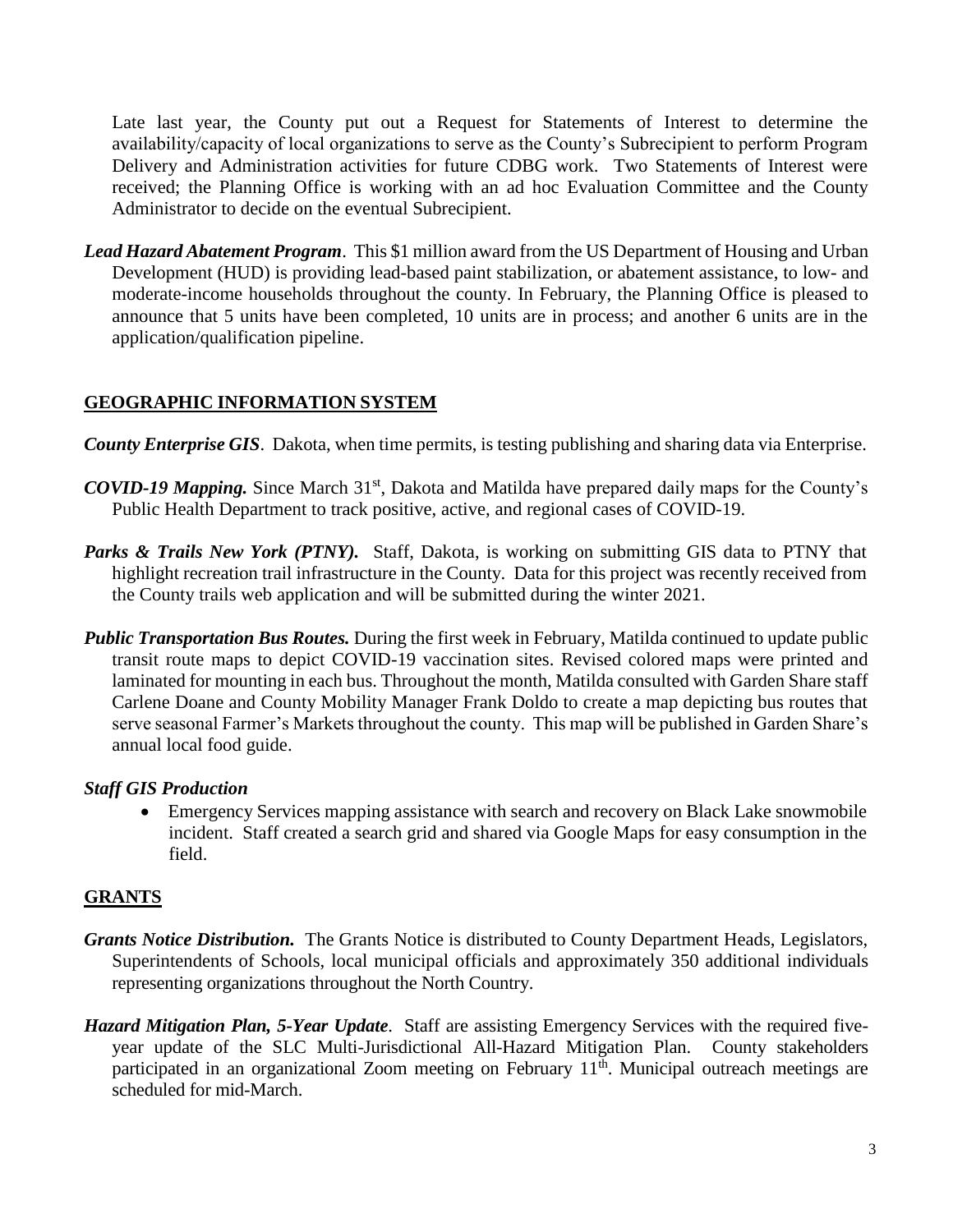Late last year, the County put out a Request for Statements of Interest to determine the availability/capacity of local organizations to serve as the County's Subrecipient to perform Program Delivery and Administration activities for future CDBG work. Two Statements of Interest were received; the Planning Office is working with an ad hoc Evaluation Committee and the County Administrator to decide on the eventual Subrecipient.

***Lead Hazard Abatement Program***. This $1 million award from the US Department of Housing and Urban Development (HUD) is providing lead-based paint stabilization, or abatement assistance, to low- and moderate-income households throughout the county. In February, the Planning Office is pleased to announce that 5 units have been completed, 10 units are in process; and another 6 units are in the application/qualification pipeline.

## GEOGRAPHIC INFORMATION SYSTEM

***County Enterprise GIS***. Dakota, when time permits, is testing publishing and sharing data via Enterprise.

***COVID-19 Mapping.*** Since March 31st, Dakota and Matilda have prepared daily maps for the County's Public Health Department to track positive, active, and regional cases of COVID-19.

***Parks & Trails New York (PTNY).*** Staff, Dakota, is working on submitting GIS data to PTNY that highlight recreation trail infrastructure in the County. Data for this project was recently received from the County trails web application and will be submitted during the winter 2021.

***Public Transportation Bus Routes.*** During the first week in February, Matilda continued to update public transit route maps to depict COVID-19 vaccination sites. Revised colored maps were printed and laminated for mounting in each bus. Throughout the month, Matilda consulted with Garden Share staff Carlene Doane and County Mobility Manager Frank Doldo to create a map depicting bus routes that serve seasonal Farmer's Markets throughout the county. This map will be published in Garden Share's annual local food guide.

***Staff GIS Production***

- Emergency Services mapping assistance with search and recovery on Black Lake snowmobile incident. Staff created a search grid and shared via Google Maps for easy consumption in the field.

## GRANTS

***Grants Notice Distribution.*** The Grants Notice is distributed to County Department Heads, Legislators, Superintendents of Schools, local municipal officials and approximately 350 additional individuals representing organizations throughout the North Country.

***Hazard Mitigation Plan, 5-Year Update***. Staff are assisting Emergency Services with the required five-year update of the SLC Multi-Jurisdictional All-Hazard Mitigation Plan. County stakeholders participated in an organizational Zoom meeting on February 11th. Municipal outreach meetings are scheduled for mid-March.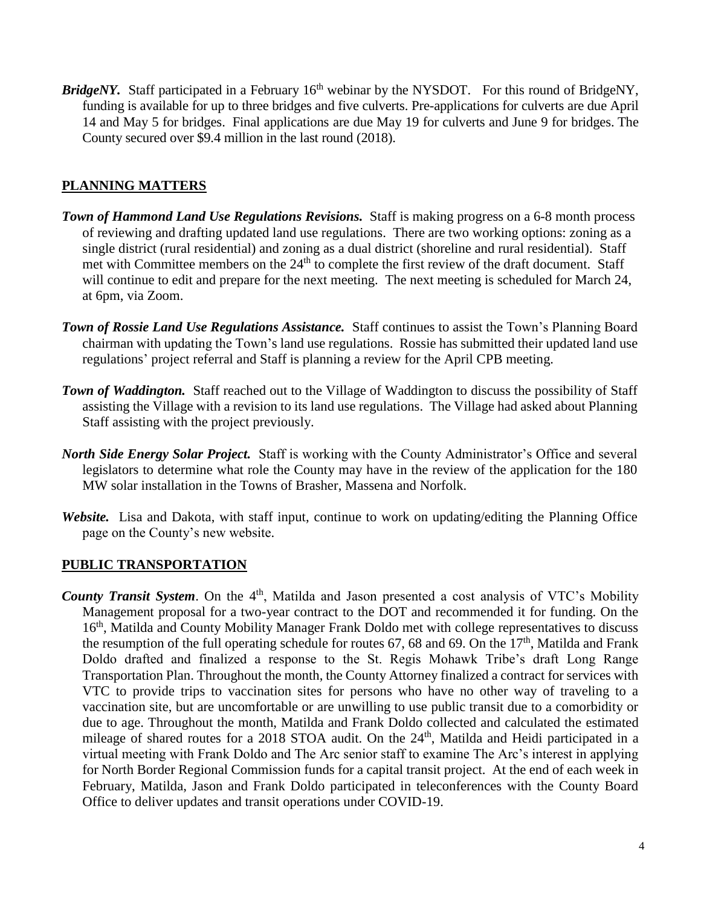***BridgeNY.*** Staff participated in a February 16th webinar by the NYSDOT. For this round of BridgeNY, funding is available for up to three bridges and five culverts. Pre-applications for culverts are due April 14 and May 5 for bridges. Final applications are due May 19 for culverts and June 9 for bridges. The County secured over $9.4 million in the last round (2018).

## PLANNING MATTERS

***Town of Hammond Land Use Regulations Revisions.*** Staff is making progress on a 6-8 month process of reviewing and drafting updated land use regulations. There are two working options: zoning as a single district (rural residential) and zoning as a dual district (shoreline and rural residential). Staff met with Committee members on the 24th to complete the first review of the draft document. Staff will continue to edit and prepare for the next meeting. The next meeting is scheduled for March 24, at 6pm, via Zoom.

***Town of Rossie Land Use Regulations Assistance.*** Staff continues to assist the Town's Planning Board chairman with updating the Town's land use regulations. Rossie has submitted their updated land use regulations' project referral and Staff is planning a review for the April CPB meeting.

***Town of Waddington.*** Staff reached out to the Village of Waddington to discuss the possibility of Staff assisting the Village with a revision to its land use regulations. The Village had asked about Planning Staff assisting with the project previously.

***North Side Energy Solar Project.*** Staff is working with the County Administrator's Office and several legislators to determine what role the County may have in the review of the application for the 180 MW solar installation in the Towns of Brasher, Massena and Norfolk.

***Website.*** Lisa and Dakota, with staff input, continue to work on updating/editing the Planning Office page on the County's new website.

## PUBLIC TRANSPORTATION

***County Transit System***. On the 4th, Matilda and Jason presented a cost analysis of VTC's Mobility Management proposal for a two-year contract to the DOT and recommended it for funding. On the 16th, Matilda and County Mobility Manager Frank Doldo met with college representatives to discuss the resumption of the full operating schedule for routes 67, 68 and 69. On the 17th, Matilda and Frank Doldo drafted and finalized a response to the St. Regis Mohawk Tribe's draft Long Range Transportation Plan. Throughout the month, the County Attorney finalized a contract for services with VTC to provide trips to vaccination sites for persons who have no other way of traveling to a vaccination site, but are uncomfortable or are unwilling to use public transit due to a comorbidity or due to age. Throughout the month, Matilda and Frank Doldo collected and calculated the estimated mileage of shared routes for a 2018 STOA audit. On the 24th, Matilda and Heidi participated in a virtual meeting with Frank Doldo and The Arc senior staff to examine The Arc's interest in applying for North Border Regional Commission funds for a capital transit project. At the end of each week in February, Matilda, Jason and Frank Doldo participated in teleconferences with the County Board Office to deliver updates and transit operations under COVID-19.